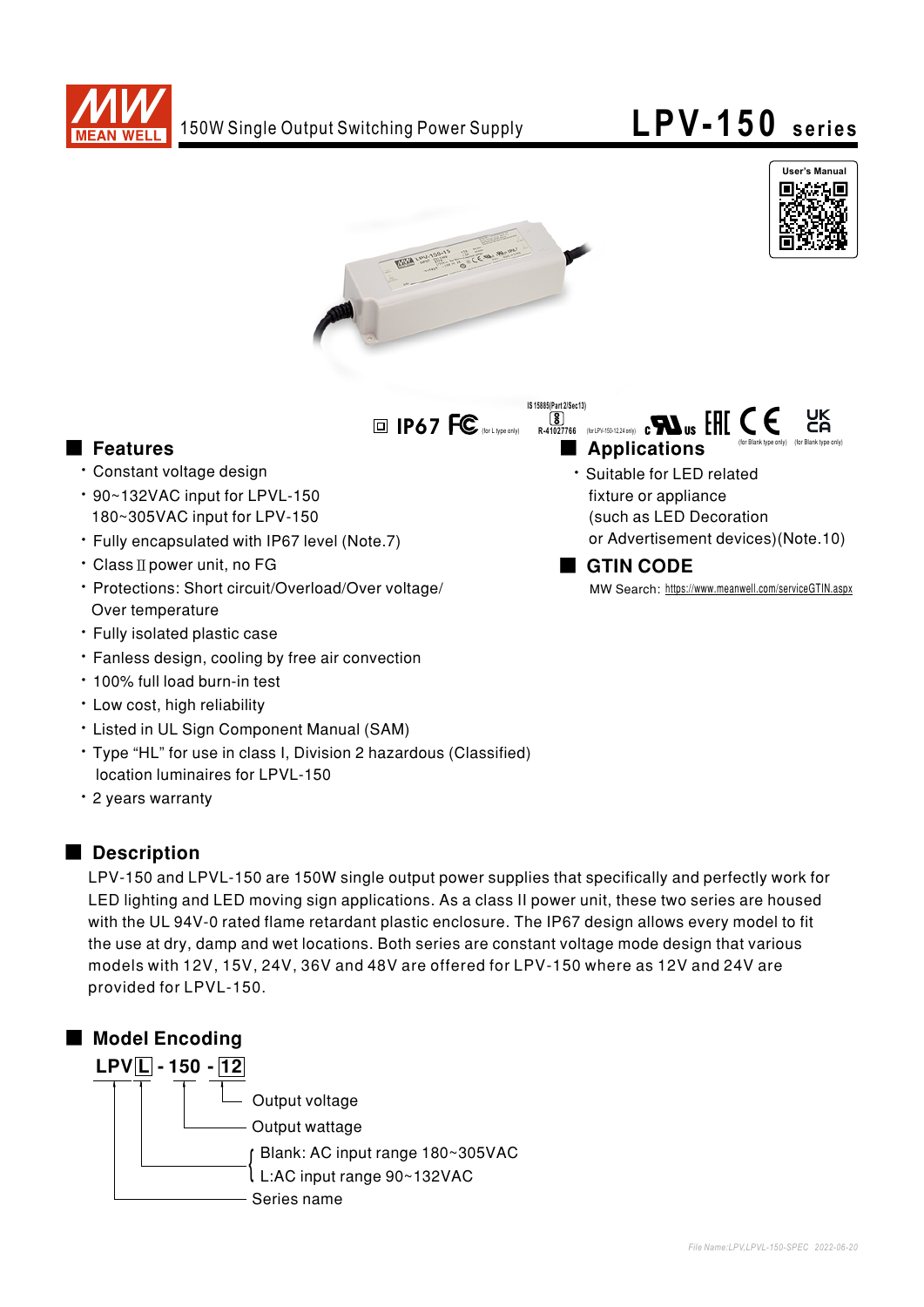# 150W Single Output Switching Power Supply — LPV-150 series

User's Manual

IP67 (for L type only) IS 15885(Part 2/Sec13) R-41027766 (for LPV-150-12,24 only) (for Blank type only) (for Blank type only)

## Features

- Constant voltage design
- 90~132VAC input for LPVL-150
  180~305VAC input for LPV-150
- Fully encapsulated with IP67 level (Note.7)
- Class II power unit, no FG
- Protections: Short circuit/Overload/Over voltage/
  Over temperature
- Fully isolated plastic case
- Fanless design, cooling by free air convection
- 100% full load burn-in test
- Low cost, high reliability
- Listed in UL Sign Component Manual (SAM)
- Type "HL" for use in class I, Division 2 hazardous (Classified)
  location luminaires for LPVL-150
- 2 years warranty

## Applications

- Suitable for LED related
  fixture or appliance
  (such as LED Decoration
  or Advertisement devices)(Note.10)

## GTIN CODE

MW Search: https://www.meanwell.com/serviceGTIN.aspx

## Description

LPV-150 and LPVL-150 are 150W single output power supplies that specifically and perfectly work for LED lighting and LED moving sign applications. As a class II power unit, these two series are housed with the UL 94V-0 rated flame retardant plastic enclosure. The IP67 design allows every model to fit the use at dry, damp and wet locations. Both series are constant voltage mode design that various models with 12V, 15V, 24V, 36V and 48V are offered for LPV-150 where as 12V and 24V are provided for LPVL-150.

## Model Encoding

**LPV L - 150 - 12**

- 12: Output voltage
- 150: Output wattage
- L: Blank: AC input range 180~305VAC; L: AC input range 90~132VAC
- LPV: Series name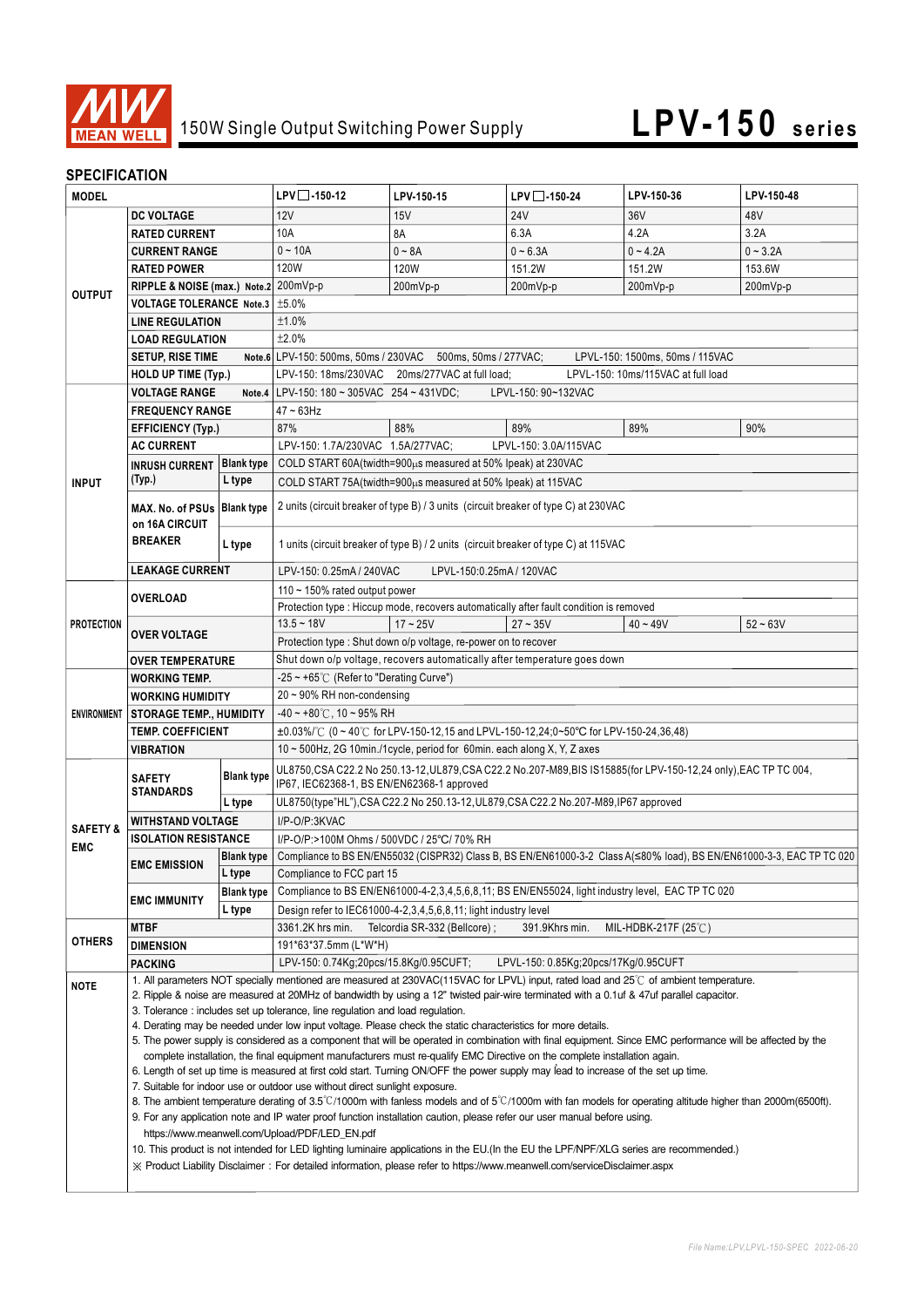# LPV-150 series

150W Single Output Switching Power Supply

## SPECIFICATION

| MODEL | | | LPV□-150-12 | LPV-150-15 | LPV□-150-24 | LPV-150-36 | LPV-150-48 |
|---|---|---|---|---|---|---|---|
| OUTPUT | DC VOLTAGE | | 12V | 15V | 24V | 36V | 48V |
| | RATED CURRENT | | 10A | 8A | 6.3A | 4.2A | 3.2A |
| | CURRENT RANGE | | 0 ~ 10A | 0 ~ 8A | 0 ~ 6.3A | 0 ~ 4.2A | 0 ~ 3.2A |
| | RATED POWER | | 120W | 120W | 151.2W | 151.2W | 153.6W |
| | RIPPLE & NOISE (max.) Note.2 | | 200mVp-p | 200mVp-p | 200mVp-p | 200mVp-p | 200mVp-p |
| | VOLTAGE TOLERANCE Note.3 | | ±5.0% | | | | |
| | LINE REGULATION | | ±1.0% | | | | |
| | LOAD REGULATION | | ±2.0% | | | | |
| | SETUP, RISE TIME Note.6 | | LPV-150: 500ms, 50ms / 230VAC 500ms, 50ms / 277VAC; LPVL-150: 1500ms, 50ms / 115VAC | | | | |
| | HOLD UP TIME (Typ.) | | LPV-150: 18ms/230VAC 20ms/277VAC at full load; LPVL-150: 10ms/115VAC at full load | | | | |
| INPUT | VOLTAGE RANGE Note.4 | | LPV-150: 180 ~ 305VAC 254 ~ 431VDC; LPVL-150: 90~132VAC | | | | |
| | FREQUENCY RANGE | | 47 ~ 63Hz | | | | |
| | EFFICIENCY (Typ.) | | 87% | 88% | 89% | 89% | 90% |
| | AC CURRENT | | LPV-150: 1.7A/230VAC 1.5A/277VAC; LPVL-150: 3.0A/115VAC | | | | |
| | INRUSH CURRENT (Typ.) | Blank type | COLD START 60A(twidth=900μs measured at 50% Ipeak) at 230VAC | | | | |
| | | L type | COLD START 75A(twidth=900μs measured at 50% Ipeak) at 115VAC | | | | |
| | MAX. No. of PSUs on 16A CIRCUIT BREAKER | Blank type | 2 units (circuit breaker of type B) / 3 units (circuit breaker of type C) at 230VAC | | | | |
| | | L type | 1 units (circuit breaker of type B) / 2 units (circuit breaker of type C) at 115VAC | | | | |
| | LEAKAGE CURRENT | | LPV-150: 0.25mA / 240VAC LPVL-150:0.25mA / 120VAC | | | | |
| PROTECTION | OVERLOAD | | 110 ~ 150% rated output power | | | | |
| | | | Protection type : Hiccup mode, recovers automatically after fault condition is removed | | | | |
| | OVER VOLTAGE | | 13.5 ~ 18V | 17 ~ 25V | 27 ~ 35V | 40 ~ 49V | 52 ~ 63V |
| | | | Protection type : Shut down o/p voltage, re-power on to recover | | | | |
| | OVER TEMPERATURE | | Shut down o/p voltage, recovers automatically after temperature goes down | | | | |
| ENVIRONMENT | WORKING TEMP. | | -25 ~ +65℃ (Refer to "Derating Curve") | | | | |
| | WORKING HUMIDITY | | 20 ~ 90% RH non-condensing | | | | |
| | STORAGE TEMP., HUMIDITY | | -40 ~ +80℃, 10 ~ 95% RH | | | | |
| | TEMP. COEFFICIENT | | ±0.03%/℃ (0 ~ 40℃ for LPV-150-12,15 and LPVL-150-12,24;0~50°C for LPV-150-24,36,48) | | | | |
| | VIBRATION | | 10 ~ 500Hz, 2G 10min./1cycle, period for 60min. each along X, Y, Z axes | | | | |
| SAFETY & EMC | SAFETY STANDARDS | Blank type | UL8750,CSA C22.2 No 250.13-12,UL879,CSA C22.2 No.207-M89,BIS IS15885(for LPV-150-12,24 only),EAC TP TC 004, IP67, IEC62368-1, BS EN/EN62368-1 approved | | | | |
| | | L type | UL8750(type"HL"),CSA C22.2 No 250.13-12,UL879,CSA C22.2 No.207-M89,IP67 approved | | | | |
| | WITHSTAND VOLTAGE | | I/P-O/P:3KVAC | | | | |
| | ISOLATION RESISTANCE | | I/P-O/P:>100M Ohms / 500VDC / 25°C/ 70% RH | | | | |
| | EMC EMISSION | Blank type | Compliance to BS EN/EN55032 (CISPR32) Class B, BS EN/EN61000-3-2 Class A(≤80% load), BS EN/EN61000-3-3, EAC TP TC 020 | | | | |
| | | L type | Compliance to FCC part 15 | | | | |
| | EMC IMMUNITY | Blank type | Compliance to BS EN/EN61000-4-2,3,4,5,6,8,11; BS EN/EN55024, light industry level, EAC TP TC 020 | | | | |
| | | L type | Design refer to IEC61000-4-2,3,4,5,6,8,11; light industry level | | | | |
| OTHERS | MTBF | | 3361.2K hrs min. Telcordia SR-332 (Bellcore) ; 391.9Khrs min. MIL-HDBK-217F (25℃) | | | | |
| | DIMENSION | | 191*63*37.5mm (L*W*H) | | | | |
| | PACKING | | LPV-150: 0.74Kg;20pcs/15.8Kg/0.95CUFT; LPVL-150: 0.85Kg;20pcs/17Kg/0.95CUFT | | | | |

**NOTE**

1. All parameters NOT specially mentioned are measured at 230VAC(115VAC for LPVL) input, rated load and 25℃ of ambient temperature.
2. Ripple & noise are measured at 20MHz of bandwidth by using a 12" twisted pair-wire terminated with a 0.1uf & 47uf parallel capacitor.
3. Tolerance : includes set up tolerance, line regulation and load regulation.
4. Derating may be needed under low input voltage. Please check the static characteristics for more details.
5. The power supply is considered as a component that will be operated in combination with final equipment. Since EMC performance will be affected by the complete installation, the final equipment manufacturers must re-qualify EMC Directive on the complete installation again.
6. Length of set up time is measured at first cold start. Turning ON/OFF the power supply may lead to increase of the set up time.
7. Suitable for indoor use or outdoor use without direct sunlight exposure.
8. The ambient temperature derating of 3.5℃/1000m with fanless models and of 5℃/1000m with fan models for operating altitude higher than 2000m(6500ft).
9. For any application note and IP water proof function installation caution, please refer our user manual before using. https://www.meanwell.com/Upload/PDF/LED_EN.pdf
10. This product is not intended for LED lighting luminaire applications in the EU.(In the EU the LPF/NPF/XLG series are recommended.)

※ Product Liability Disclaimer：For detailed information, please refer to https://www.meanwell.com/serviceDisclaimer.aspx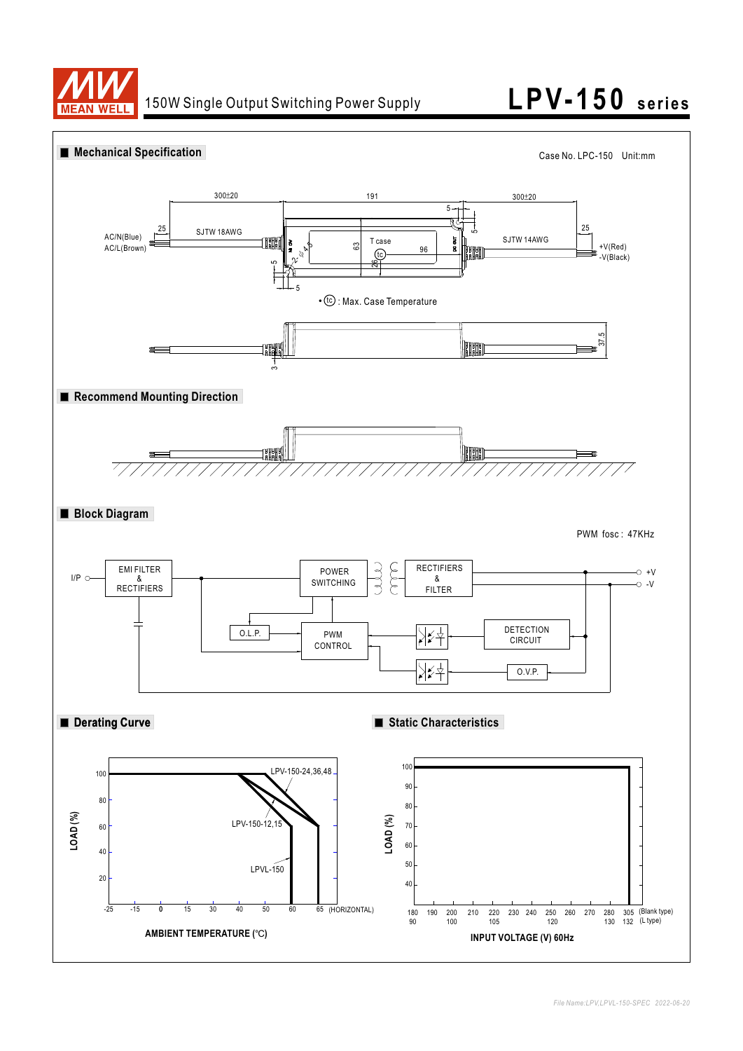# 150W Single Output Switching Power Supply

# LPV-150 series

## Mechanical Specification

Case No. LPC-150 Unit:mm

300±20
191
300±20
25
25
5
5
AC/N(Blue)
AC/L(Brown)
SJTW 18AWG
T case
63
96
26
SJTW 14AWG
+V(Red)
-V(Black)
2-φ4.5
5
5
• (tc) : Max. Case Temperature

37.5
3

## Recommend Mounting Direction

## Block Diagram

PWM fosc : 47KHz

I/P
EMI FILTER & RECTIFIERS
POWER SWITCHING
RECTIFIERS & FILTER
+V
-V
O.L.P.
PWM CONTROL
DETECTION CIRCUIT
O.V.P.

## Derating Curve

LOAD (%)
100
80
60
40
20
-25 -15 0 15 30 40 50 60 65 (HORIZONTAL)
LPV-150-24,36,48
LPV-150-12,15
LPVL-150
AMBIENT TEMPERATURE (℃)

## Static Characteristics

LOAD (%)
100
90
80
70
60
50
40
180 190 200 210 220 230 240 250 260 270 280 305 (Blank type)
90 100 105 120 130 132 (L type)
INPUT VOLTAGE (V) 60Hz

File Name:LPV,LPVL-150-SPEC 2022-06-20